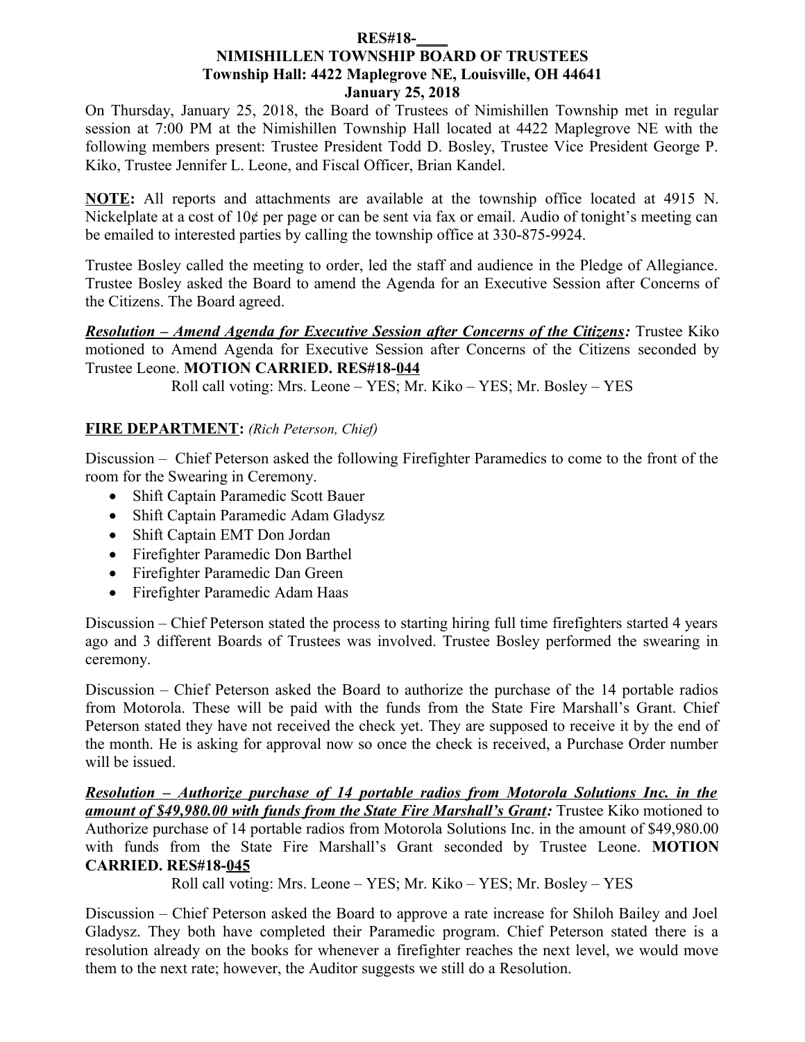**RES#18-\_\_\_\_**

**NIMISHILLEN TOWNSHIP BOARD OF TRUSTEES**

**Township Hall: 4422 Maplegrove NE, Louisville, OH 44641**

**January 25, 2018**

On Thursday, January 25, 2018, the Board of Trustees of Nimishillen Township met in regular session at 7:00 PM at the Nimishillen Township Hall located at 4422 Maplegrove NE with the following members present: Trustee President Todd D. Bosley, Trustee Vice President George P. Kiko, Trustee Jennifer L. Leone, and Fiscal Officer, Brian Kandel.

**NOTE:** All reports and attachments are available at the township office located at 4915 N. Nickelplate at a cost of 10¢ per page or can be sent via fax or email. Audio of tonight's meeting can be emailed to interested parties by calling the township office at 330-875-9924.

Trustee Bosley called the meeting to order, led the staff and audience in the Pledge of Allegiance. Trustee Bosley asked the Board to amend the Agenda for an Executive Session after Concerns of the Citizens. The Board agreed.

***Resolution – Amend Agenda for Executive Session after Concerns of the Citizens:*** Trustee Kiko motioned to Amend Agenda for Executive Session after Concerns of the Citizens seconded by Trustee Leone. **MOTION CARRIED. RES#18-044**

Roll call voting: Mrs. Leone – YES; Mr. Kiko – YES; Mr. Bosley – YES

**FIRE DEPARTMENT:** *(Rich Peterson, Chief)*

Discussion – Chief Peterson asked the following Firefighter Paramedics to come to the front of the room for the Swearing in Ceremony.

- Shift Captain Paramedic Scott Bauer
- Shift Captain Paramedic Adam Gladysz
- Shift Captain EMT Don Jordan
- Firefighter Paramedic Don Barthel
- Firefighter Paramedic Dan Green
- Firefighter Paramedic Adam Haas

Discussion – Chief Peterson stated the process to starting hiring full time firefighters started 4 years ago and 3 different Boards of Trustees was involved. Trustee Bosley performed the swearing in ceremony.

Discussion – Chief Peterson asked the Board to authorize the purchase of the 14 portable radios from Motorola. These will be paid with the funds from the State Fire Marshall's Grant. Chief Peterson stated they have not received the check yet. They are supposed to receive it by the end of the month. He is asking for approval now so once the check is received, a Purchase Order number will be issued.

***Resolution – Authorize purchase of 14 portable radios from Motorola Solutions Inc. in the amount of $49,980.00 with funds from the State Fire Marshall's Grant:*** Trustee Kiko motioned to Authorize purchase of 14 portable radios from Motorola Solutions Inc. in the amount of $49,980.00 with funds from the State Fire Marshall's Grant seconded by Trustee Leone. **MOTION CARRIED. RES#18-045**

Roll call voting: Mrs. Leone – YES; Mr. Kiko – YES; Mr. Bosley – YES

Discussion – Chief Peterson asked the Board to approve a rate increase for Shiloh Bailey and Joel Gladysz. They both have completed their Paramedic program. Chief Peterson stated there is a resolution already on the books for whenever a firefighter reaches the next level, we would move them to the next rate; however, the Auditor suggests we still do a Resolution.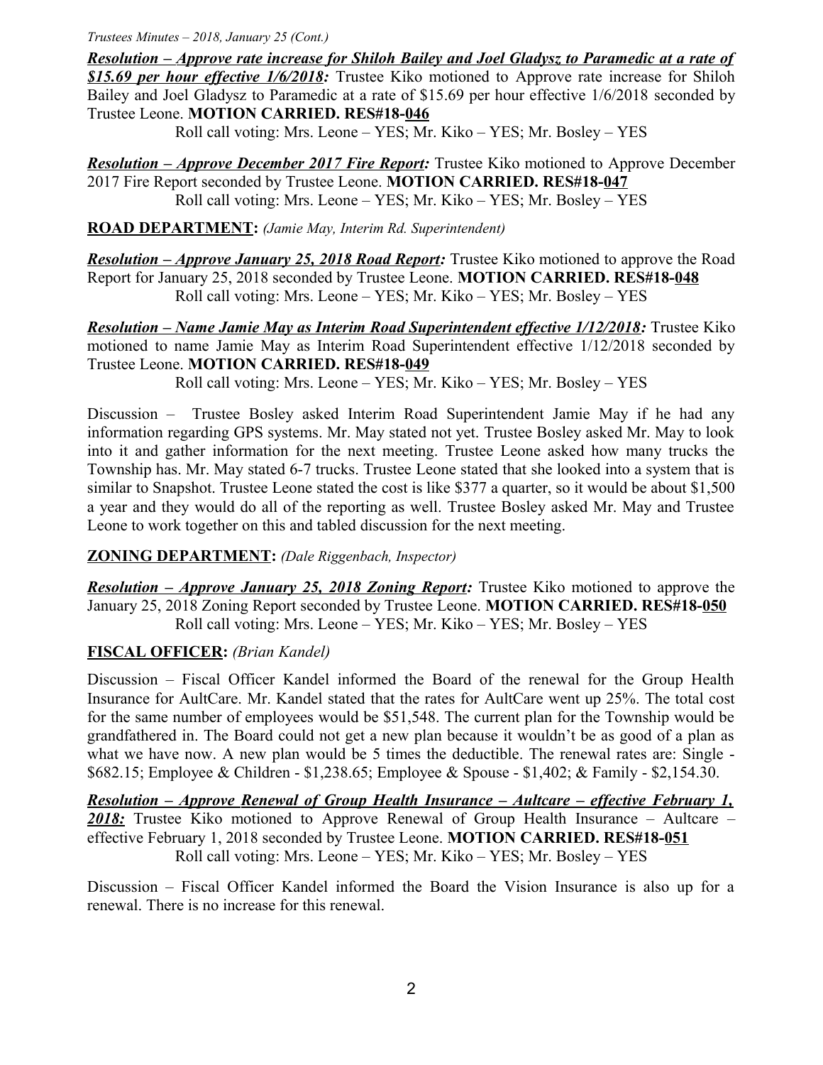***Resolution – Approve rate increase for Shiloh Bailey and Joel Gladysz to Paramedic at a rate of $15.69 per hour effective 1/6/2018:*** Trustee Kiko motioned to Approve rate increase for Shiloh Bailey and Joel Gladysz to Paramedic at a rate of $15.69 per hour effective 1/6/2018 seconded by Trustee Leone. **MOTION CARRIED. RES#18-046**

Roll call voting: Mrs. Leone – YES; Mr. Kiko – YES; Mr. Bosley – YES

***Resolution – Approve December 2017 Fire Report:*** Trustee Kiko motioned to Approve December 2017 Fire Report seconded by Trustee Leone. **MOTION CARRIED. RES#18-047**

Roll call voting: Mrs. Leone – YES; Mr. Kiko – YES; Mr. Bosley – YES

**ROAD DEPARTMENT:** *(Jamie May, Interim Rd. Superintendent)*

***Resolution – Approve January 25, 2018 Road Report:*** Trustee Kiko motioned to approve the Road Report for January 25, 2018 seconded by Trustee Leone. **MOTION CARRIED. RES#18-048**

Roll call voting: Mrs. Leone – YES; Mr. Kiko – YES; Mr. Bosley – YES

***Resolution – Name Jamie May as Interim Road Superintendent effective 1/12/2018:*** Trustee Kiko motioned to name Jamie May as Interim Road Superintendent effective 1/12/2018 seconded by Trustee Leone. **MOTION CARRIED. RES#18-049**

Roll call voting: Mrs. Leone – YES; Mr. Kiko – YES; Mr. Bosley – YES

Discussion – Trustee Bosley asked Interim Road Superintendent Jamie May if he had any information regarding GPS systems. Mr. May stated not yet. Trustee Bosley asked Mr. May to look into it and gather information for the next meeting. Trustee Leone asked how many trucks the Township has. Mr. May stated 6-7 trucks. Trustee Leone stated that she looked into a system that is similar to Snapshot. Trustee Leone stated the cost is like $377 a quarter, so it would be about $1,500 a year and they would do all of the reporting as well. Trustee Bosley asked Mr. May and Trustee Leone to work together on this and tabled discussion for the next meeting.

**ZONING DEPARTMENT:** *(Dale Riggenbach, Inspector)*

***Resolution – Approve January 25, 2018 Zoning Report:*** Trustee Kiko motioned to approve the January 25, 2018 Zoning Report seconded by Trustee Leone. **MOTION CARRIED. RES#18-050**

Roll call voting: Mrs. Leone – YES; Mr. Kiko – YES; Mr. Bosley – YES

**FISCAL OFFICER:** *(Brian Kandel)*

Discussion – Fiscal Officer Kandel informed the Board of the renewal for the Group Health Insurance for AultCare. Mr. Kandel stated that the rates for AultCare went up 25%. The total cost for the same number of employees would be $51,548. The current plan for the Township would be grandfathered in. The Board could not get a new plan because it wouldn't be as good of a plan as what we have now. A new plan would be 5 times the deductible. The renewal rates are: Single - $682.15; Employee & Children - $1,238.65; Employee & Spouse - $1,402; & Family - $2,154.30.

***Resolution – Approve Renewal of Group Health Insurance – Aultcare – effective February 1, 2018:*** Trustee Kiko motioned to Approve Renewal of Group Health Insurance – Aultcare – effective February 1, 2018 seconded by Trustee Leone. **MOTION CARRIED. RES#18-051**

Roll call voting: Mrs. Leone – YES; Mr. Kiko – YES; Mr. Bosley – YES

Discussion – Fiscal Officer Kandel informed the Board the Vision Insurance is also up for a renewal. There is no increase for this renewal.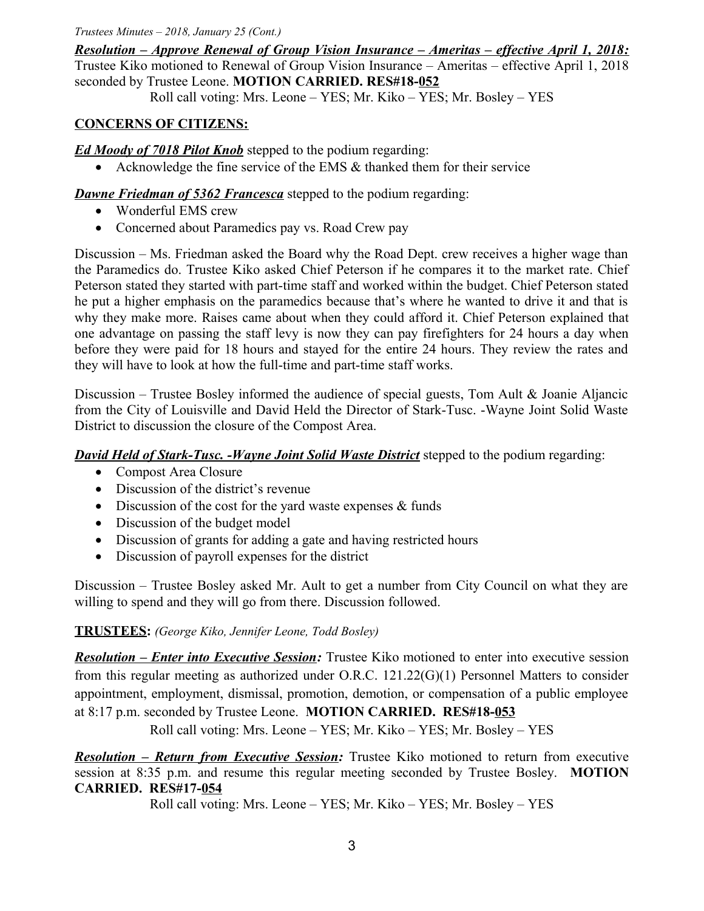***Resolution – Approve Renewal of Group Vision Insurance – Ameritas – effective April 1, 2018:*** Trustee Kiko motioned to Renewal of Group Vision Insurance – Ameritas – effective April 1, 2018 seconded by Trustee Leone. **MOTION CARRIED. RES#18-052**

Roll call voting: Mrs. Leone – YES; Mr. Kiko – YES; Mr. Bosley – YES

**CONCERNS OF CITIZENS:**

***Ed Moody of 7018 Pilot Knob*** stepped to the podium regarding:

- Acknowledge the fine service of the EMS & thanked them for their service

***Dawne Friedman of 5362 Francesca*** stepped to the podium regarding:

- Wonderful EMS crew
- Concerned about Paramedics pay vs. Road Crew pay

Discussion – Ms. Friedman asked the Board why the Road Dept. crew receives a higher wage than the Paramedics do. Trustee Kiko asked Chief Peterson if he compares it to the market rate. Chief Peterson stated they started with part-time staff and worked within the budget. Chief Peterson stated he put a higher emphasis on the paramedics because that's where he wanted to drive it and that is why they make more. Raises came about when they could afford it. Chief Peterson explained that one advantage on passing the staff levy is now they can pay firefighters for 24 hours a day when before they were paid for 18 hours and stayed for the entire 24 hours. They review the rates and they will have to look at how the full-time and part-time staff works.

Discussion – Trustee Bosley informed the audience of special guests, Tom Ault & Joanie Aljancic from the City of Louisville and David Held the Director of Stark-Tusc. -Wayne Joint Solid Waste District to discussion the closure of the Compost Area.

***David Held of Stark-Tusc. -Wayne Joint Solid Waste District*** stepped to the podium regarding:

- Compost Area Closure
- Discussion of the district's revenue
- Discussion of the cost for the yard waste expenses & funds
- Discussion of the budget model
- Discussion of grants for adding a gate and having restricted hours
- Discussion of payroll expenses for the district

Discussion – Trustee Bosley asked Mr. Ault to get a number from City Council on what they are willing to spend and they will go from there. Discussion followed.

**TRUSTEES:** *(George Kiko, Jennifer Leone, Todd Bosley)*

***Resolution – Enter into Executive Session:*** Trustee Kiko motioned to enter into executive session from this regular meeting as authorized under O.R.C. 121.22(G)(1) Personnel Matters to consider appointment, employment, dismissal, promotion, demotion, or compensation of a public employee at 8:17 p.m. seconded by Trustee Leone. **MOTION CARRIED. RES#18-053**

Roll call voting: Mrs. Leone – YES; Mr. Kiko – YES; Mr. Bosley – YES

***Resolution – Return from Executive Session:*** Trustee Kiko motioned to return from executive session at 8:35 p.m. and resume this regular meeting seconded by Trustee Bosley. **MOTION CARRIED. RES#17-054**

Roll call voting: Mrs. Leone – YES; Mr. Kiko – YES; Mr. Bosley – YES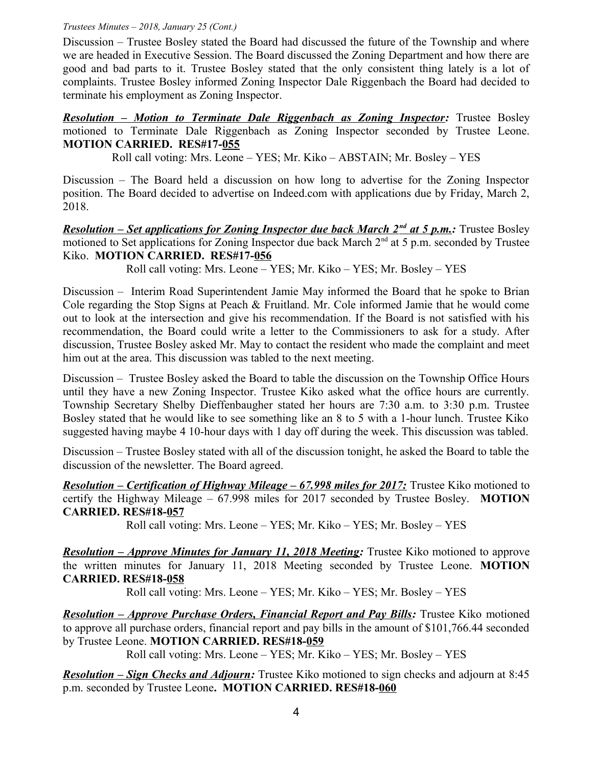Discussion – Trustee Bosley stated the Board had discussed the future of the Township and where we are headed in Executive Session. The Board discussed the Zoning Department and how there are good and bad parts to it. Trustee Bosley stated that the only consistent thing lately is a lot of complaints. Trustee Bosley informed Zoning Inspector Dale Riggenbach the Board had decided to terminate his employment as Zoning Inspector.

***Resolution – Motion to Terminate Dale Riggenbach as Zoning Inspector:*** Trustee Bosley motioned to Terminate Dale Riggenbach as Zoning Inspector seconded by Trustee Leone. **MOTION CARRIED. RES#17-055**

Roll call voting: Mrs. Leone – YES; Mr. Kiko – ABSTAIN; Mr. Bosley – YES

Discussion – The Board held a discussion on how long to advertise for the Zoning Inspector position. The Board decided to advertise on Indeed.com with applications due by Friday, March 2, 2018.

***Resolution – Set applications for Zoning Inspector due back March 2nd at 5 p.m.:*** Trustee Bosley motioned to Set applications for Zoning Inspector due back March 2nd at 5 p.m. seconded by Trustee Kiko. **MOTION CARRIED. RES#17-056**

Roll call voting: Mrs. Leone – YES; Mr. Kiko – YES; Mr. Bosley – YES

Discussion – Interim Road Superintendent Jamie May informed the Board that he spoke to Brian Cole regarding the Stop Signs at Peach & Fruitland. Mr. Cole informed Jamie that he would come out to look at the intersection and give his recommendation. If the Board is not satisfied with his recommendation, the Board could write a letter to the Commissioners to ask for a study. After discussion, Trustee Bosley asked Mr. May to contact the resident who made the complaint and meet him out at the area. This discussion was tabled to the next meeting.

Discussion – Trustee Bosley asked the Board to table the discussion on the Township Office Hours until they have a new Zoning Inspector. Trustee Kiko asked what the office hours are currently. Township Secretary Shelby Dieffenbaugher stated her hours are 7:30 a.m. to 3:30 p.m. Trustee Bosley stated that he would like to see something like an 8 to 5 with a 1-hour lunch. Trustee Kiko suggested having maybe 4 10-hour days with 1 day off during the week. This discussion was tabled.

Discussion – Trustee Bosley stated with all of the discussion tonight, he asked the Board to table the discussion of the newsletter. The Board agreed.

***Resolution – Certification of Highway Mileage – 67.998 miles for 2017:*** Trustee Kiko motioned to certify the Highway Mileage – 67.998 miles for 2017 seconded by Trustee Bosley. **MOTION CARRIED. RES#18-057**

Roll call voting: Mrs. Leone – YES; Mr. Kiko – YES; Mr. Bosley – YES

***Resolution – Approve Minutes for January 11, 2018 Meeting:*** Trustee Kiko motioned to approve the written minutes for January 11, 2018 Meeting seconded by Trustee Leone. **MOTION CARRIED. RES#18-058**

Roll call voting: Mrs. Leone – YES; Mr. Kiko – YES; Mr. Bosley – YES

***Resolution – Approve Purchase Orders, Financial Report and Pay Bills:*** Trustee Kiko motioned to approve all purchase orders, financial report and pay bills in the amount of $101,766.44 seconded by Trustee Leone. **MOTION CARRIED. RES#18-059**

Roll call voting: Mrs. Leone – YES; Mr. Kiko – YES; Mr. Bosley – YES

***Resolution – Sign Checks and Adjourn:*** Trustee Kiko motioned to sign checks and adjourn at 8:45 p.m. seconded by Trustee Leone**. MOTION CARRIED. RES#18-060**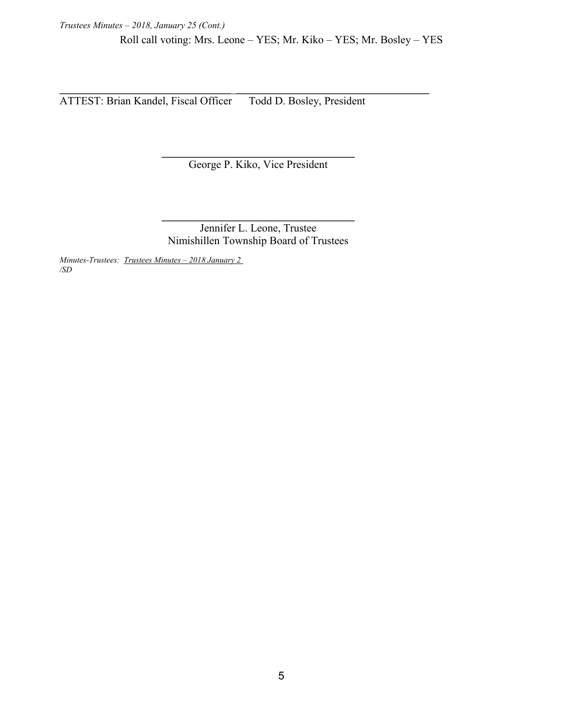Roll call voting: Mrs. Leone – YES; Mr. Kiko – YES; Mr. Bosley – YES

\_\_\_\_\_\_\_\_\_\_\_\_\_\_\_\_\_\_\_\_\_\_\_\_\_\_\_\_\_\_\_\_ \_\_\_\_\_\_\_\_\_\_\_\_\_\_\_\_\_\_\_\_\_\_\_\_\_\_\_\_\_\_\_\_\_\_\_\_

ATTEST: Brian Kandel, Fiscal Officer      Todd D. Bosley, President

\_\_\_\_\_\_\_\_\_\_\_\_\_\_\_\_\_\_\_\_\_\_\_\_\_\_\_\_\_\_\_\_\_\_\_\_

George P. Kiko, Vice President

\_\_\_\_\_\_\_\_\_\_\_\_\_\_\_\_\_\_\_\_\_\_\_\_\_\_\_\_\_\_\_\_\_\_\_\_

Jennifer L. Leone, Trustee
Nimishillen Township Board of Trustees

*Minutes-Trustees: Trustees Minutes – 2018 January 2*
*/SD*